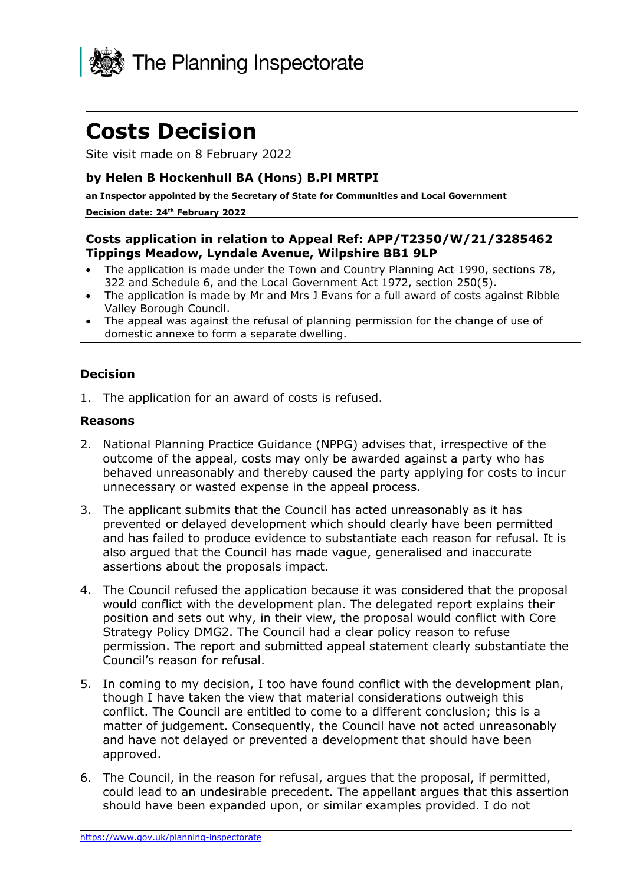The Planning Inspectorate

# Costs Decision

Site visit made on 8 February 2022

### by Helen B Hockenhull BA (Hons) B.Pl MRTPI

**an Inspector appointed by the Secretary of State for Communities and Local Government**

**Decision date: 24th February 2022**

### Costs application in relation to Appeal Ref: APP/T2350/W/21/3285462 Tippings Meadow, Lyndale Avenue, Wilpshire BB1 9LP

- The application is made under the Town and Country Planning Act 1990, sections 78, 322 and Schedule 6, and the Local Government Act 1972, section 250(5).
- The application is made by Mr and Mrs J Evans for a full award of costs against Ribble Valley Borough Council.
- The appeal was against the refusal of planning permission for the change of use of domestic annexe to form a separate dwelling.

## Decision

1. The application for an award of costs is refused.

## Reasons

2. National Planning Practice Guidance (NPPG) advises that, irrespective of the outcome of the appeal, costs may only be awarded against a party who has behaved unreasonably and thereby caused the party applying for costs to incur unnecessary or wasted expense in the appeal process.

3. The applicant submits that the Council has acted unreasonably as it has prevented or delayed development which should clearly have been permitted and has failed to produce evidence to substantiate each reason for refusal. It is also argued that the Council has made vague, generalised and inaccurate assertions about the proposals impact.

4. The Council refused the application because it was considered that the proposal would conflict with the development plan. The delegated report explains their position and sets out why, in their view, the proposal would conflict with Core Strategy Policy DMG2. The Council had a clear policy reason to refuse permission. The report and submitted appeal statement clearly substantiate the Council's reason for refusal.

5. In coming to my decision, I too have found conflict with the development plan, though I have taken the view that material considerations outweigh this conflict. The Council are entitled to come to a different conclusion; this is a matter of judgement. Consequently, the Council have not acted unreasonably and have not delayed or prevented a development that should have been approved.

6. The Council, in the reason for refusal, argues that the proposal, if permitted, could lead to an undesirable precedent. The appellant argues that this assertion should have been expanded upon, or similar examples provided. I do not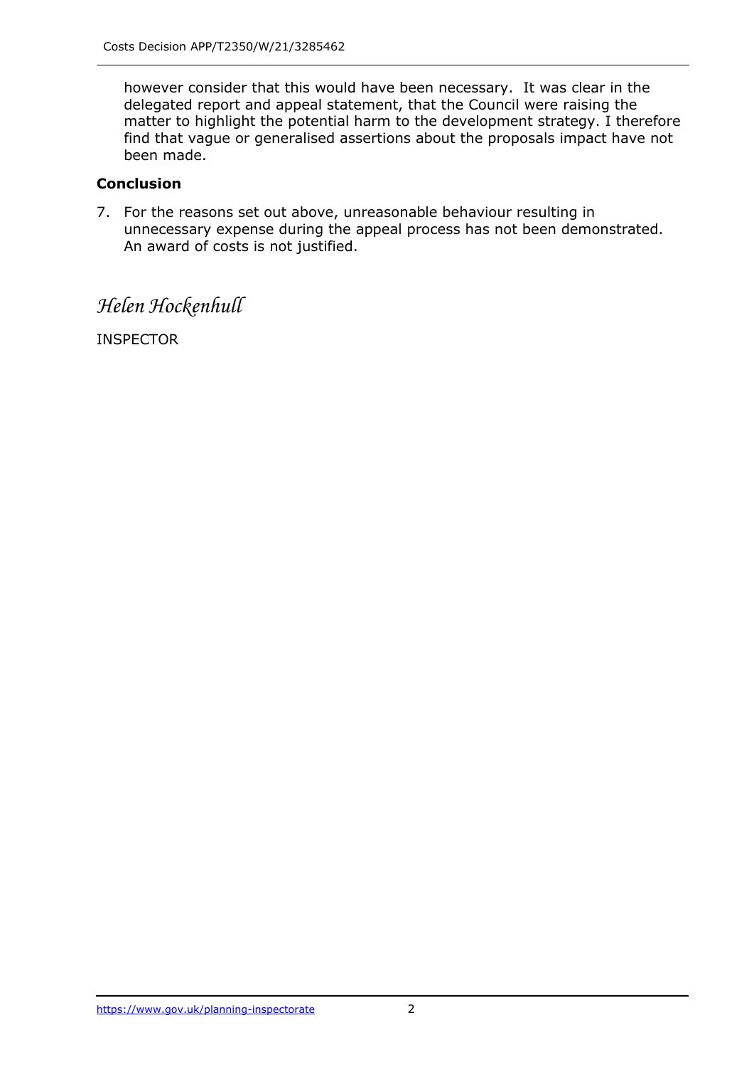however consider that this would have been necessary. It was clear in the delegated report and appeal statement, that the Council were raising the matter to highlight the potential harm to the development strategy. I therefore find that vague or generalised assertions about the proposals impact have not been made.

**Conclusion**

7. For the reasons set out above, unreasonable behaviour resulting in unnecessary expense during the appeal process has not been demonstrated. An award of costs is not justified.

*Helen Hockenhull*

INSPECTOR